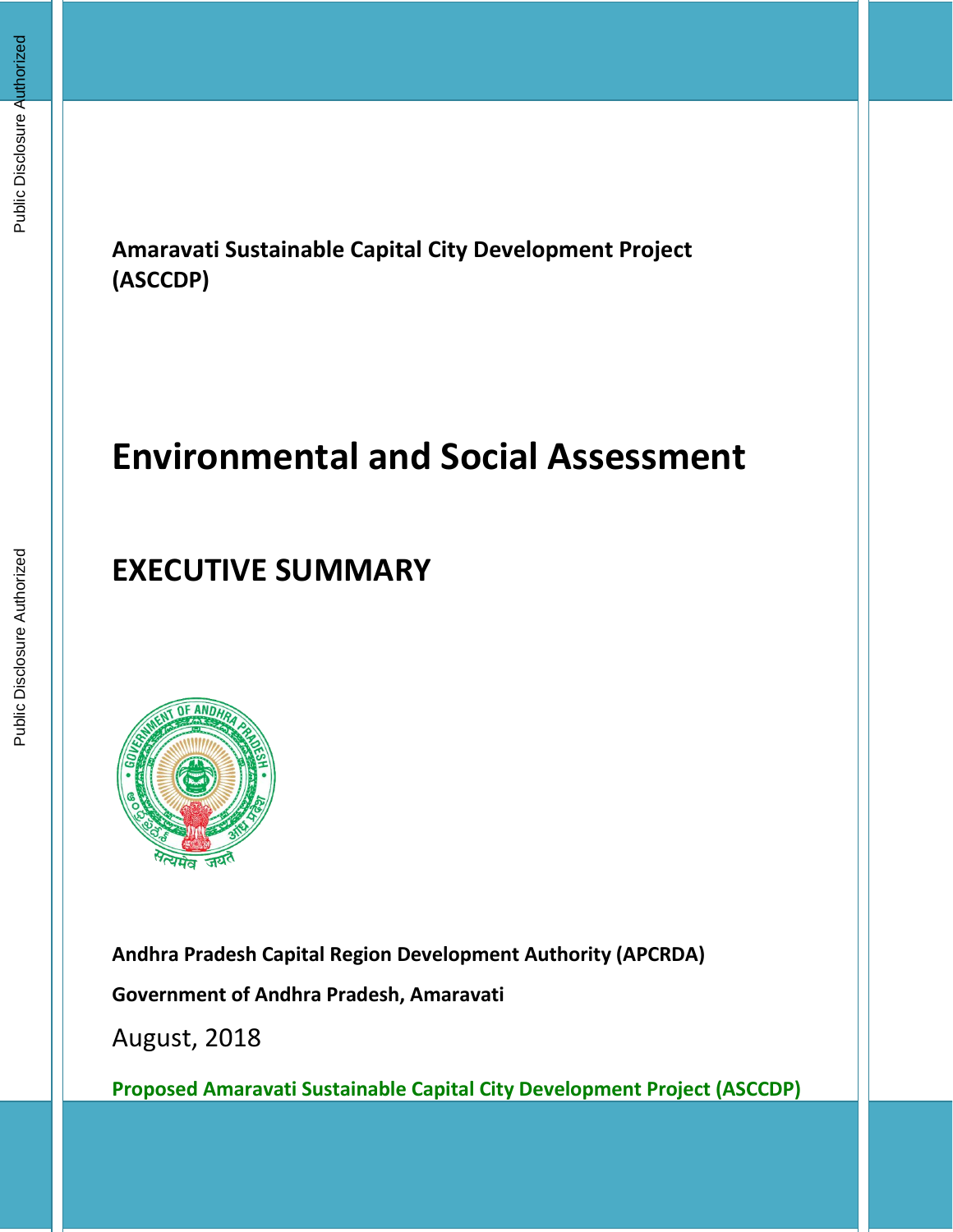Public Disclosure Authorized

Public Disclosure Authorized

**Amaravati Sustainable Capital City Development Project (ASCCDP)**

# Environmental and Social Assessment

## EXECUTIVE SUMMARY

**Andhra Pradesh Capital Region Development Authority (APCRDA)**

**Government of Andhra Pradesh, Amaravati**

August, 2018

**Proposed Amaravati Sustainable Capital City Development Project (ASCCDP)**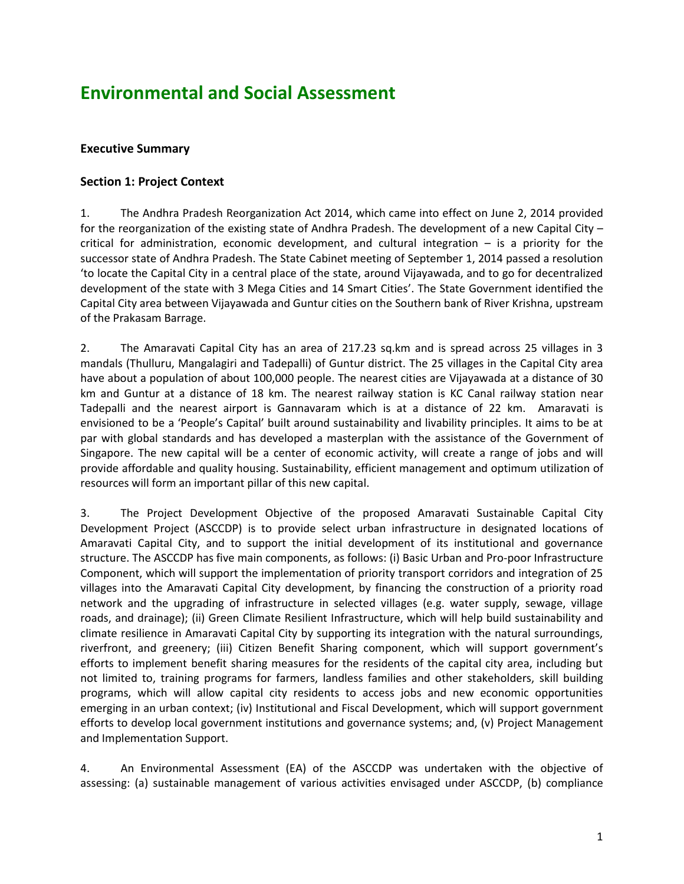# Environmental and Social Assessment

### Executive Summary

### Section 1: Project Context

1. The Andhra Pradesh Reorganization Act 2014, which came into effect on June 2, 2014 provided for the reorganization of the existing state of Andhra Pradesh. The development of a new Capital City – critical for administration, economic development, and cultural integration – is a priority for the successor state of Andhra Pradesh. The State Cabinet meeting of September 1, 2014 passed a resolution 'to locate the Capital City in a central place of the state, around Vijayawada, and to go for decentralized development of the state with 3 Mega Cities and 14 Smart Cities'. The State Government identified the Capital City area between Vijayawada and Guntur cities on the Southern bank of River Krishna, upstream of the Prakasam Barrage.

2. The Amaravati Capital City has an area of 217.23 sq.km and is spread across 25 villages in 3 mandals (Thulluru, Mangalagiri and Tadepalli) of Guntur district. The 25 villages in the Capital City area have about a population of about 100,000 people. The nearest cities are Vijayawada at a distance of 30 km and Guntur at a distance of 18 km. The nearest railway station is KC Canal railway station near Tadepalli and the nearest airport is Gannavaram which is at a distance of 22 km. Amaravati is envisioned to be a 'People's Capital' built around sustainability and livability principles. It aims to be at par with global standards and has developed a masterplan with the assistance of the Government of Singapore. The new capital will be a center of economic activity, will create a range of jobs and will provide affordable and quality housing. Sustainability, efficient management and optimum utilization of resources will form an important pillar of this new capital.

3. The Project Development Objective of the proposed Amaravati Sustainable Capital City Development Project (ASCCDP) is to provide select urban infrastructure in designated locations of Amaravati Capital City, and to support the initial development of its institutional and governance structure. The ASCCDP has five main components, as follows: (i) Basic Urban and Pro-poor Infrastructure Component, which will support the implementation of priority transport corridors and integration of 25 villages into the Amaravati Capital City development, by financing the construction of a priority road network and the upgrading of infrastructure in selected villages (e.g. water supply, sewage, village roads, and drainage); (ii) Green Climate Resilient Infrastructure, which will help build sustainability and climate resilience in Amaravati Capital City by supporting its integration with the natural surroundings, riverfront, and greenery; (iii) Citizen Benefit Sharing component, which will support government's efforts to implement benefit sharing measures for the residents of the capital city area, including but not limited to, training programs for farmers, landless families and other stakeholders, skill building programs, which will allow capital city residents to access jobs and new economic opportunities emerging in an urban context; (iv) Institutional and Fiscal Development, which will support government efforts to develop local government institutions and governance systems; and, (v) Project Management and Implementation Support.

4. An Environmental Assessment (EA) of the ASCCDP was undertaken with the objective of assessing: (a) sustainable management of various activities envisaged under ASCCDP, (b) compliance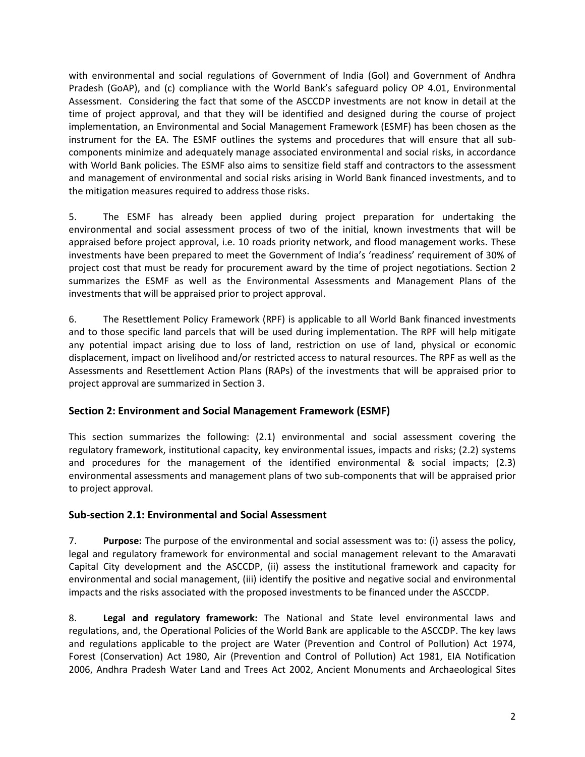with environmental and social regulations of Government of India (GoI) and Government of Andhra Pradesh (GoAP), and (c) compliance with the World Bank's safeguard policy OP 4.01, Environmental Assessment. Considering the fact that some of the ASCCDP investments are not know in detail at the time of project approval, and that they will be identified and designed during the course of project implementation, an Environmental and Social Management Framework (ESMF) has been chosen as the instrument for the EA. The ESMF outlines the systems and procedures that will ensure that all sub-components minimize and adequately manage associated environmental and social risks, in accordance with World Bank policies. The ESMF also aims to sensitize field staff and contractors to the assessment and management of environmental and social risks arising in World Bank financed investments, and to the mitigation measures required to address those risks.

5. The ESMF has already been applied during project preparation for undertaking the environmental and social assessment process of two of the initial, known investments that will be appraised before project approval, i.e. 10 roads priority network, and flood management works. These investments have been prepared to meet the Government of India's 'readiness' requirement of 30% of project cost that must be ready for procurement award by the time of project negotiations. Section 2 summarizes the ESMF as well as the Environmental Assessments and Management Plans of the investments that will be appraised prior to project approval.

6. The Resettlement Policy Framework (RPF) is applicable to all World Bank financed investments and to those specific land parcels that will be used during implementation. The RPF will help mitigate any potential impact arising due to loss of land, restriction on use of land, physical or economic displacement, impact on livelihood and/or restricted access to natural resources. The RPF as well as the Assessments and Resettlement Action Plans (RAPs) of the investments that will be appraised prior to project approval are summarized in Section 3.

## Section 2: Environment and Social Management Framework (ESMF)

This section summarizes the following: (2.1) environmental and social assessment covering the regulatory framework, institutional capacity, key environmental issues, impacts and risks; (2.2) systems and procedures for the management of the identified environmental & social impacts; (2.3) environmental assessments and management plans of two sub-components that will be appraised prior to project approval.

### Sub-section 2.1: Environmental and Social Assessment

7. **Purpose:** The purpose of the environmental and social assessment was to: (i) assess the policy, legal and regulatory framework for environmental and social management relevant to the Amaravati Capital City development and the ASCCDP, (ii) assess the institutional framework and capacity for environmental and social management, (iii) identify the positive and negative social and environmental impacts and the risks associated with the proposed investments to be financed under the ASCCDP.

8. **Legal and regulatory framework:** The National and State level environmental laws and regulations, and, the Operational Policies of the World Bank are applicable to the ASCCDP. The key laws and regulations applicable to the project are Water (Prevention and Control of Pollution) Act 1974, Forest (Conservation) Act 1980, Air (Prevention and Control of Pollution) Act 1981, EIA Notification 2006, Andhra Pradesh Water Land and Trees Act 2002, Ancient Monuments and Archaeological Sites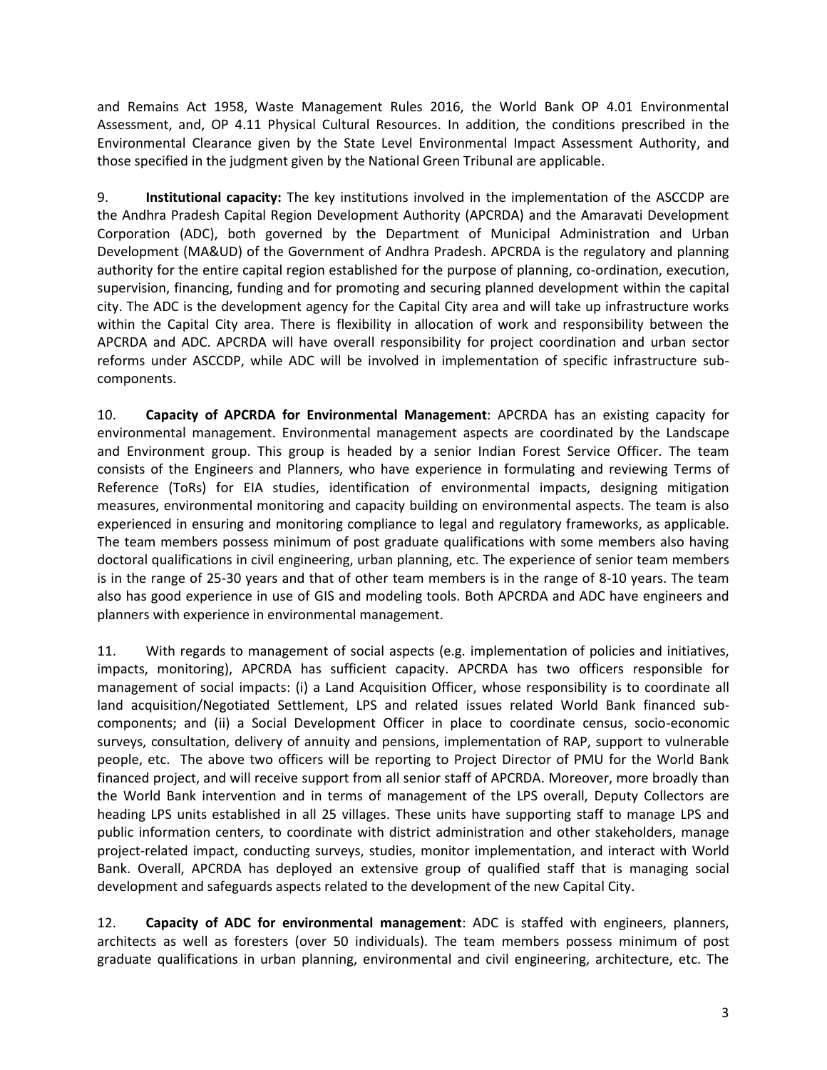and Remains Act 1958, Waste Management Rules 2016, the World Bank OP 4.01 Environmental Assessment, and, OP 4.11 Physical Cultural Resources. In addition, the conditions prescribed in the Environmental Clearance given by the State Level Environmental Impact Assessment Authority, and those specified in the judgment given by the National Green Tribunal are applicable.

9. **Institutional capacity:** The key institutions involved in the implementation of the ASCCDP are the Andhra Pradesh Capital Region Development Authority (APCRDA) and the Amaravati Development Corporation (ADC), both governed by the Department of Municipal Administration and Urban Development (MA&UD) of the Government of Andhra Pradesh. APCRDA is the regulatory and planning authority for the entire capital region established for the purpose of planning, co-ordination, execution, supervision, financing, funding and for promoting and securing planned development within the capital city. The ADC is the development agency for the Capital City area and will take up infrastructure works within the Capital City area. There is flexibility in allocation of work and responsibility between the APCRDA and ADC. APCRDA will have overall responsibility for project coordination and urban sector reforms under ASCCDP, while ADC will be involved in implementation of specific infrastructure sub-components.

10. **Capacity of APCRDA for Environmental Management**: APCRDA has an existing capacity for environmental management. Environmental management aspects are coordinated by the Landscape and Environment group. This group is headed by a senior Indian Forest Service Officer. The team consists of the Engineers and Planners, who have experience in formulating and reviewing Terms of Reference (ToRs) for EIA studies, identification of environmental impacts, designing mitigation measures, environmental monitoring and capacity building on environmental aspects. The team is also experienced in ensuring and monitoring compliance to legal and regulatory frameworks, as applicable. The team members possess minimum of post graduate qualifications with some members also having doctoral qualifications in civil engineering, urban planning, etc. The experience of senior team members is in the range of 25-30 years and that of other team members is in the range of 8-10 years. The team also has good experience in use of GIS and modeling tools. Both APCRDA and ADC have engineers and planners with experience in environmental management.

11. With regards to management of social aspects (e.g. implementation of policies and initiatives, impacts, monitoring), APCRDA has sufficient capacity. APCRDA has two officers responsible for management of social impacts: (i) a Land Acquisition Officer, whose responsibility is to coordinate all land acquisition/Negotiated Settlement, LPS and related issues related World Bank financed sub-components; and (ii) a Social Development Officer in place to coordinate census, socio-economic surveys, consultation, delivery of annuity and pensions, implementation of RAP, support to vulnerable people, etc. The above two officers will be reporting to Project Director of PMU for the World Bank financed project, and will receive support from all senior staff of APCRDA. Moreover, more broadly than the World Bank intervention and in terms of management of the LPS overall, Deputy Collectors are heading LPS units established in all 25 villages. These units have supporting staff to manage LPS and public information centers, to coordinate with district administration and other stakeholders, manage project-related impact, conducting surveys, studies, monitor implementation, and interact with World Bank. Overall, APCRDA has deployed an extensive group of qualified staff that is managing social development and safeguards aspects related to the development of the new Capital City.

12. **Capacity of ADC for environmental management**: ADC is staffed with engineers, planners, architects as well as foresters (over 50 individuals). The team members possess minimum of post graduate qualifications in urban planning, environmental and civil engineering, architecture, etc. The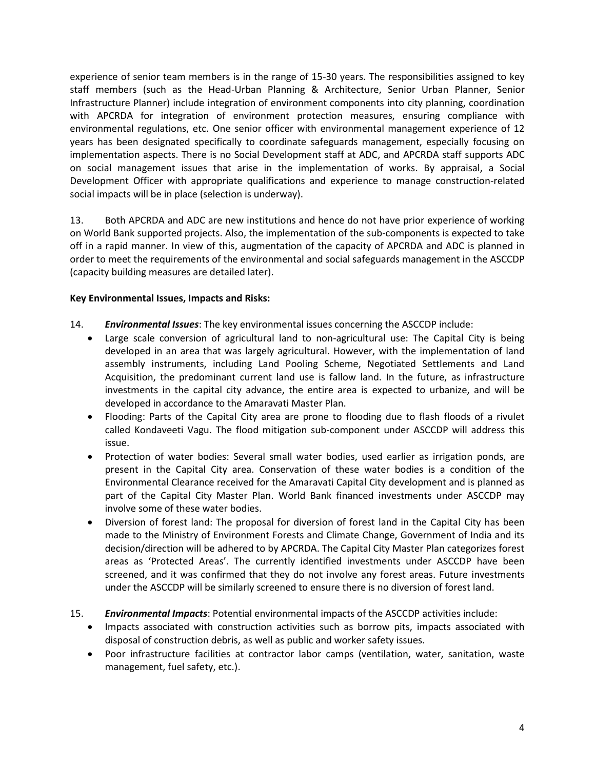experience of senior team members is in the range of 15-30 years. The responsibilities assigned to key staff members (such as the Head-Urban Planning & Architecture, Senior Urban Planner, Senior Infrastructure Planner) include integration of environment components into city planning, coordination with APCRDA for integration of environment protection measures, ensuring compliance with environmental regulations, etc. One senior officer with environmental management experience of 12 years has been designated specifically to coordinate safeguards management, especially focusing on implementation aspects. There is no Social Development staff at ADC, and APCRDA staff supports ADC on social management issues that arise in the implementation of works. By appraisal, a Social Development Officer with appropriate qualifications and experience to manage construction-related social impacts will be in place (selection is underway).

13. Both APCRDA and ADC are new institutions and hence do not have prior experience of working on World Bank supported projects. Also, the implementation of the sub-components is expected to take off in a rapid manner. In view of this, augmentation of the capacity of APCRDA and ADC is planned in order to meet the requirements of the environmental and social safeguards management in the ASCCDP (capacity building measures are detailed later).

**Key Environmental Issues, Impacts and Risks:**

14. ***Environmental Issues***: The key environmental issues concerning the ASCCDP include:

- Large scale conversion of agricultural land to non-agricultural use: The Capital City is being developed in an area that was largely agricultural. However, with the implementation of land assembly instruments, including Land Pooling Scheme, Negotiated Settlements and Land Acquisition, the predominant current land use is fallow land. In the future, as infrastructure investments in the capital city advance, the entire area is expected to urbanize, and will be developed in accordance to the Amaravati Master Plan.
- Flooding: Parts of the Capital City area are prone to flooding due to flash floods of a rivulet called Kondaveeti Vagu. The flood mitigation sub-component under ASCCDP will address this issue.
- Protection of water bodies: Several small water bodies, used earlier as irrigation ponds, are present in the Capital City area. Conservation of these water bodies is a condition of the Environmental Clearance received for the Amaravati Capital City development and is planned as part of the Capital City Master Plan. World Bank financed investments under ASCCDP may involve some of these water bodies.
- Diversion of forest land: The proposal for diversion of forest land in the Capital City has been made to the Ministry of Environment Forests and Climate Change, Government of India and its decision/direction will be adhered to by APCRDA. The Capital City Master Plan categorizes forest areas as 'Protected Areas'. The currently identified investments under ASCCDP have been screened, and it was confirmed that they do not involve any forest areas. Future investments under the ASCCDP will be similarly screened to ensure there is no diversion of forest land.

15. ***Environmental Impacts***: Potential environmental impacts of the ASCCDP activities include:

- Impacts associated with construction activities such as borrow pits, impacts associated with disposal of construction debris, as well as public and worker safety issues.
- Poor infrastructure facilities at contractor labor camps (ventilation, water, sanitation, waste management, fuel safety, etc.).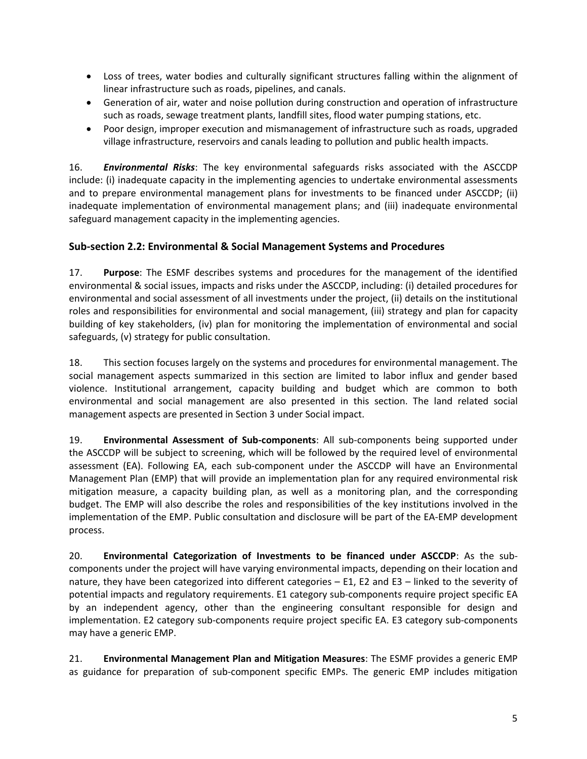- Loss of trees, water bodies and culturally significant structures falling within the alignment of linear infrastructure such as roads, pipelines, and canals.
- Generation of air, water and noise pollution during construction and operation of infrastructure such as roads, sewage treatment plants, landfill sites, flood water pumping stations, etc.
- Poor design, improper execution and mismanagement of infrastructure such as roads, upgraded village infrastructure, reservoirs and canals leading to pollution and public health impacts.

16. ***Environmental Risks***: The key environmental safeguards risks associated with the ASCCDP include: (i) inadequate capacity in the implementing agencies to undertake environmental assessments and to prepare environmental management plans for investments to be financed under ASCCDP; (ii) inadequate implementation of environmental management plans; and (iii) inadequate environmental safeguard management capacity in the implementing agencies.

### Sub-section 2.2: Environmental & Social Management Systems and Procedures

17. **Purpose**: The ESMF describes systems and procedures for the management of the identified environmental & social issues, impacts and risks under the ASCCDP, including: (i) detailed procedures for environmental and social assessment of all investments under the project, (ii) details on the institutional roles and responsibilities for environmental and social management, (iii) strategy and plan for capacity building of key stakeholders, (iv) plan for monitoring the implementation of environmental and social safeguards, (v) strategy for public consultation.

18. This section focuses largely on the systems and procedures for environmental management. The social management aspects summarized in this section are limited to labor influx and gender based violence. Institutional arrangement, capacity building and budget which are common to both environmental and social management are also presented in this section. The land related social management aspects are presented in Section 3 under Social impact.

19. **Environmental Assessment of Sub-components**: All sub-components being supported under the ASCCDP will be subject to screening, which will be followed by the required level of environmental assessment (EA). Following EA, each sub-component under the ASCCDP will have an Environmental Management Plan (EMP) that will provide an implementation plan for any required environmental risk mitigation measure, a capacity building plan, as well as a monitoring plan, and the corresponding budget. The EMP will also describe the roles and responsibilities of the key institutions involved in the implementation of the EMP. Public consultation and disclosure will be part of the EA-EMP development process.

20. **Environmental Categorization of Investments to be financed under ASCCDP**: As the sub-components under the project will have varying environmental impacts, depending on their location and nature, they have been categorized into different categories – E1, E2 and E3 – linked to the severity of potential impacts and regulatory requirements. E1 category sub-components require project specific EA by an independent agency, other than the engineering consultant responsible for design and implementation. E2 category sub-components require project specific EA. E3 category sub-components may have a generic EMP.

21. **Environmental Management Plan and Mitigation Measures**: The ESMF provides a generic EMP as guidance for preparation of sub-component specific EMPs. The generic EMP includes mitigation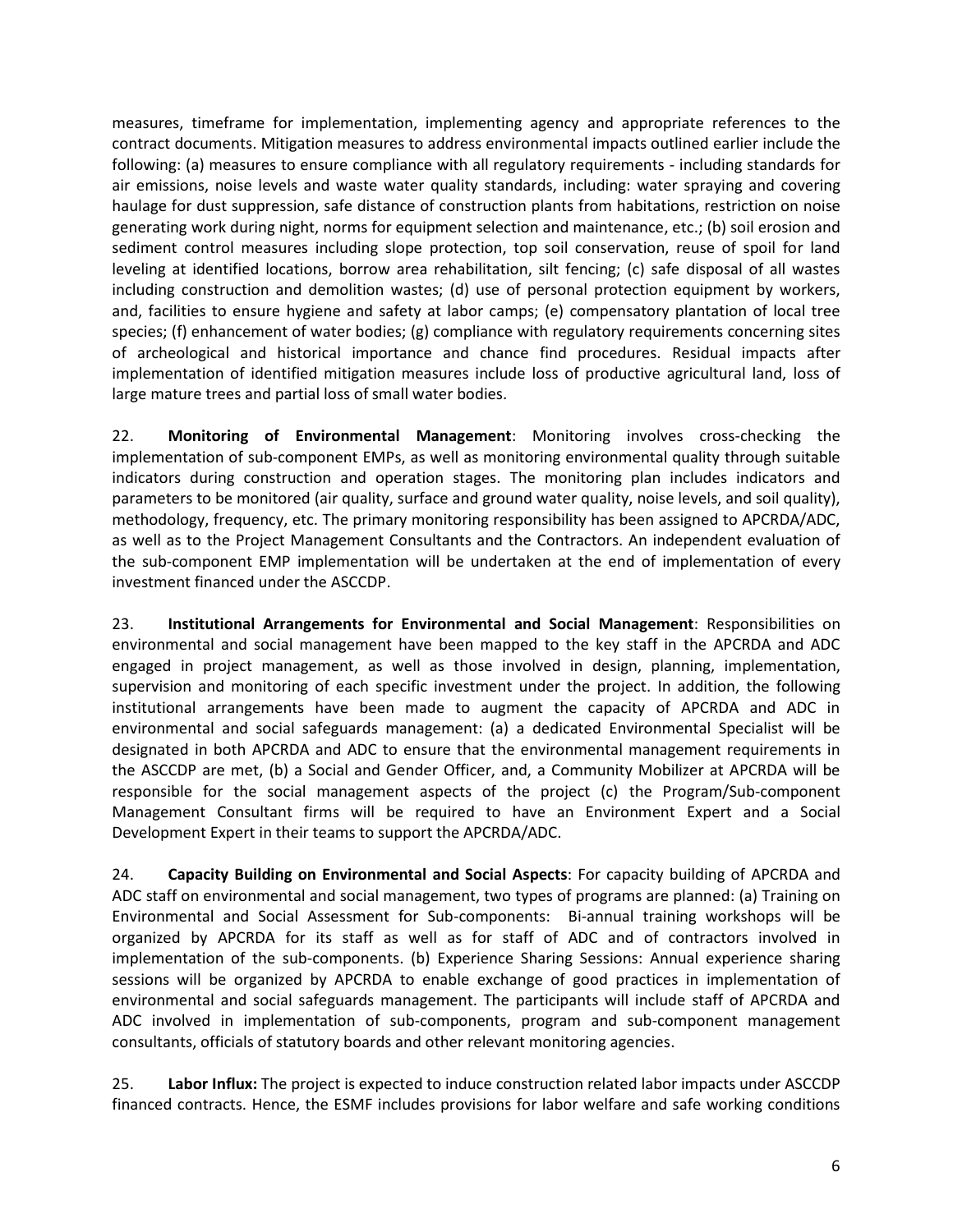measures, timeframe for implementation, implementing agency and appropriate references to the contract documents. Mitigation measures to address environmental impacts outlined earlier include the following: (a) measures to ensure compliance with all regulatory requirements - including standards for air emissions, noise levels and waste water quality standards, including: water spraying and covering haulage for dust suppression, safe distance of construction plants from habitations, restriction on noise generating work during night, norms for equipment selection and maintenance, etc.; (b) soil erosion and sediment control measures including slope protection, top soil conservation, reuse of spoil for land leveling at identified locations, borrow area rehabilitation, silt fencing; (c) safe disposal of all wastes including construction and demolition wastes; (d) use of personal protection equipment by workers, and, facilities to ensure hygiene and safety at labor camps; (e) compensatory plantation of local tree species; (f) enhancement of water bodies; (g) compliance with regulatory requirements concerning sites of archeological and historical importance and chance find procedures. Residual impacts after implementation of identified mitigation measures include loss of productive agricultural land, loss of large mature trees and partial loss of small water bodies.

22. **Monitoring of Environmental Management**: Monitoring involves cross-checking the implementation of sub-component EMPs, as well as monitoring environmental quality through suitable indicators during construction and operation stages. The monitoring plan includes indicators and parameters to be monitored (air quality, surface and ground water quality, noise levels, and soil quality), methodology, frequency, etc. The primary monitoring responsibility has been assigned to APCRDA/ADC, as well as to the Project Management Consultants and the Contractors. An independent evaluation of the sub-component EMP implementation will be undertaken at the end of implementation of every investment financed under the ASCCDP.

23. **Institutional Arrangements for Environmental and Social Management**: Responsibilities on environmental and social management have been mapped to the key staff in the APCRDA and ADC engaged in project management, as well as those involved in design, planning, implementation, supervision and monitoring of each specific investment under the project. In addition, the following institutional arrangements have been made to augment the capacity of APCRDA and ADC in environmental and social safeguards management: (a) a dedicated Environmental Specialist will be designated in both APCRDA and ADC to ensure that the environmental management requirements in the ASCCDP are met, (b) a Social and Gender Officer, and, a Community Mobilizer at APCRDA will be responsible for the social management aspects of the project (c) the Program/Sub-component Management Consultant firms will be required to have an Environment Expert and a Social Development Expert in their teams to support the APCRDA/ADC.

24. **Capacity Building on Environmental and Social Aspects**: For capacity building of APCRDA and ADC staff on environmental and social management, two types of programs are planned: (a) Training on Environmental and Social Assessment for Sub-components: Bi-annual training workshops will be organized by APCRDA for its staff as well as for staff of ADC and of contractors involved in implementation of the sub-components. (b) Experience Sharing Sessions: Annual experience sharing sessions will be organized by APCRDA to enable exchange of good practices in implementation of environmental and social safeguards management. The participants will include staff of APCRDA and ADC involved in implementation of sub-components, program and sub-component management consultants, officials of statutory boards and other relevant monitoring agencies.

25. **Labor Influx:** The project is expected to induce construction related labor impacts under ASCCDP financed contracts. Hence, the ESMF includes provisions for labor welfare and safe working conditions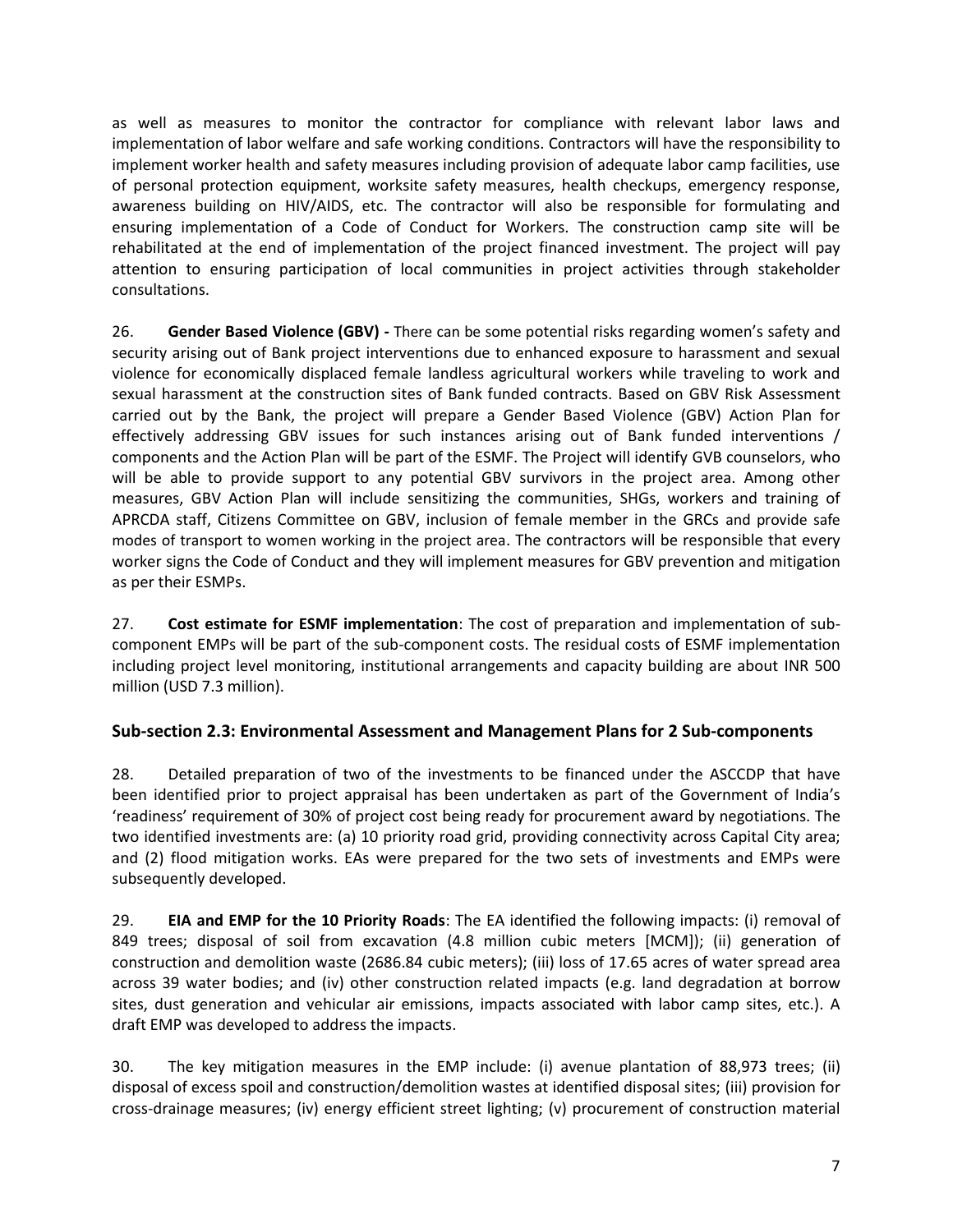as well as measures to monitor the contractor for compliance with relevant labor laws and implementation of labor welfare and safe working conditions. Contractors will have the responsibility to implement worker health and safety measures including provision of adequate labor camp facilities, use of personal protection equipment, worksite safety measures, health checkups, emergency response, awareness building on HIV/AIDS, etc. The contractor will also be responsible for formulating and ensuring implementation of a Code of Conduct for Workers. The construction camp site will be rehabilitated at the end of implementation of the project financed investment. The project will pay attention to ensuring participation of local communities in project activities through stakeholder consultations.

26. **Gender Based Violence (GBV) -** There can be some potential risks regarding women's safety and security arising out of Bank project interventions due to enhanced exposure to harassment and sexual violence for economically displaced female landless agricultural workers while traveling to work and sexual harassment at the construction sites of Bank funded contracts. Based on GBV Risk Assessment carried out by the Bank, the project will prepare a Gender Based Violence (GBV) Action Plan for effectively addressing GBV issues for such instances arising out of Bank funded interventions / components and the Action Plan will be part of the ESMF. The Project will identify GVB counselors, who will be able to provide support to any potential GBV survivors in the project area. Among other measures, GBV Action Plan will include sensitizing the communities, SHGs, workers and training of APRCDA staff, Citizens Committee on GBV, inclusion of female member in the GRCs and provide safe modes of transport to women working in the project area. The contractors will be responsible that every worker signs the Code of Conduct and they will implement measures for GBV prevention and mitigation as per their ESMPs.

27. **Cost estimate for ESMF implementation**: The cost of preparation and implementation of sub-component EMPs will be part of the sub-component costs. The residual costs of ESMF implementation including project level monitoring, institutional arrangements and capacity building are about INR 500 million (USD 7.3 million).

### Sub-section 2.3: Environmental Assessment and Management Plans for 2 Sub-components

28. Detailed preparation of two of the investments to be financed under the ASCCDP that have been identified prior to project appraisal has been undertaken as part of the Government of India's 'readiness' requirement of 30% of project cost being ready for procurement award by negotiations. The two identified investments are: (a) 10 priority road grid, providing connectivity across Capital City area; and (2) flood mitigation works. EAs were prepared for the two sets of investments and EMPs were subsequently developed.

29. **EIA and EMP for the 10 Priority Roads**: The EA identified the following impacts: (i) removal of 849 trees; disposal of soil from excavation (4.8 million cubic meters [MCM]); (ii) generation of construction and demolition waste (2686.84 cubic meters); (iii) loss of 17.65 acres of water spread area across 39 water bodies; and (iv) other construction related impacts (e.g. land degradation at borrow sites, dust generation and vehicular air emissions, impacts associated with labor camp sites, etc.). A draft EMP was developed to address the impacts.

30. The key mitigation measures in the EMP include: (i) avenue plantation of 88,973 trees; (ii) disposal of excess spoil and construction/demolition wastes at identified disposal sites; (iii) provision for cross-drainage measures; (iv) energy efficient street lighting; (v) procurement of construction material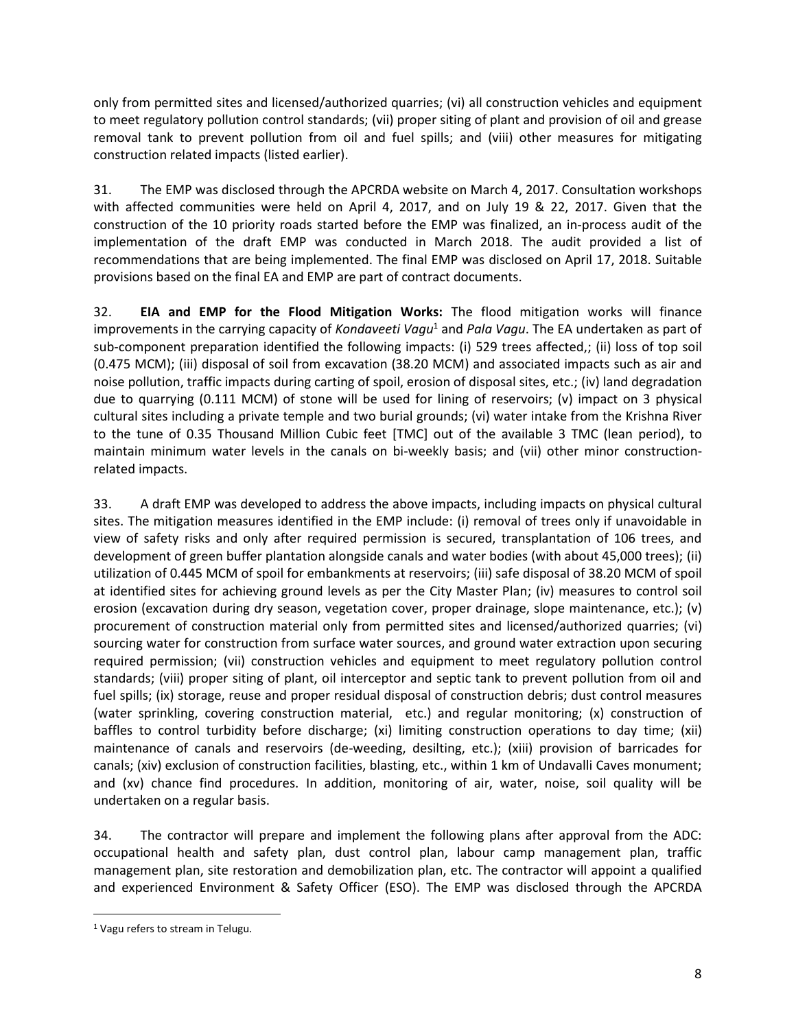only from permitted sites and licensed/authorized quarries; (vi) all construction vehicles and equipment to meet regulatory pollution control standards; (vii) proper siting of plant and provision of oil and grease removal tank to prevent pollution from oil and fuel spills; and (viii) other measures for mitigating construction related impacts (listed earlier).

31. The EMP was disclosed through the APCRDA website on March 4, 2017. Consultation workshops with affected communities were held on April 4, 2017, and on July 19 & 22, 2017. Given that the construction of the 10 priority roads started before the EMP was finalized, an in-process audit of the implementation of the draft EMP was conducted in March 2018. The audit provided a list of recommendations that are being implemented. The final EMP was disclosed on April 17, 2018. Suitable provisions based on the final EA and EMP are part of contract documents.

32. **EIA and EMP for the Flood Mitigation Works:** The flood mitigation works will finance improvements in the carrying capacity of *Kondaveeti Vagu*[1] and *Pala Vagu*. The EA undertaken as part of sub-component preparation identified the following impacts: (i) 529 trees affected,; (ii) loss of top soil (0.475 MCM); (iii) disposal of soil from excavation (38.20 MCM) and associated impacts such as air and noise pollution, traffic impacts during carting of spoil, erosion of disposal sites, etc.; (iv) land degradation due to quarrying (0.111 MCM) of stone will be used for lining of reservoirs; (v) impact on 3 physical cultural sites including a private temple and two burial grounds; (vi) water intake from the Krishna River to the tune of 0.35 Thousand Million Cubic feet [TMC] out of the available 3 TMC (lean period), to maintain minimum water levels in the canals on bi-weekly basis; and (vii) other minor construction-related impacts.

33. A draft EMP was developed to address the above impacts, including impacts on physical cultural sites. The mitigation measures identified in the EMP include: (i) removal of trees only if unavoidable in view of safety risks and only after required permission is secured, transplantation of 106 trees, and development of green buffer plantation alongside canals and water bodies (with about 45,000 trees); (ii) utilization of 0.445 MCM of spoil for embankments at reservoirs; (iii) safe disposal of 38.20 MCM of spoil at identified sites for achieving ground levels as per the City Master Plan; (iv) measures to control soil erosion (excavation during dry season, vegetation cover, proper drainage, slope maintenance, etc.); (v) procurement of construction material only from permitted sites and licensed/authorized quarries; (vi) sourcing water for construction from surface water sources, and ground water extraction upon securing required permission; (vii) construction vehicles and equipment to meet regulatory pollution control standards; (viii) proper siting of plant, oil interceptor and septic tank to prevent pollution from oil and fuel spills; (ix) storage, reuse and proper residual disposal of construction debris; dust control measures (water sprinkling, covering construction material, etc.) and regular monitoring; (x) construction of baffles to control turbidity before discharge; (xi) limiting construction operations to day time; (xii) maintenance of canals and reservoirs (de-weeding, desilting, etc.); (xiii) provision of barricades for canals; (xiv) exclusion of construction facilities, blasting, etc., within 1 km of Undavalli Caves monument; and (xv) chance find procedures. In addition, monitoring of air, water, noise, soil quality will be undertaken on a regular basis.

34. The contractor will prepare and implement the following plans after approval from the ADC: occupational health and safety plan, dust control plan, labour camp management plan, traffic management plan, site restoration and demobilization plan, etc. The contractor will appoint a qualified and experienced Environment & Safety Officer (ESO). The EMP was disclosed through the APCRDA

[1] Vagu refers to stream in Telugu.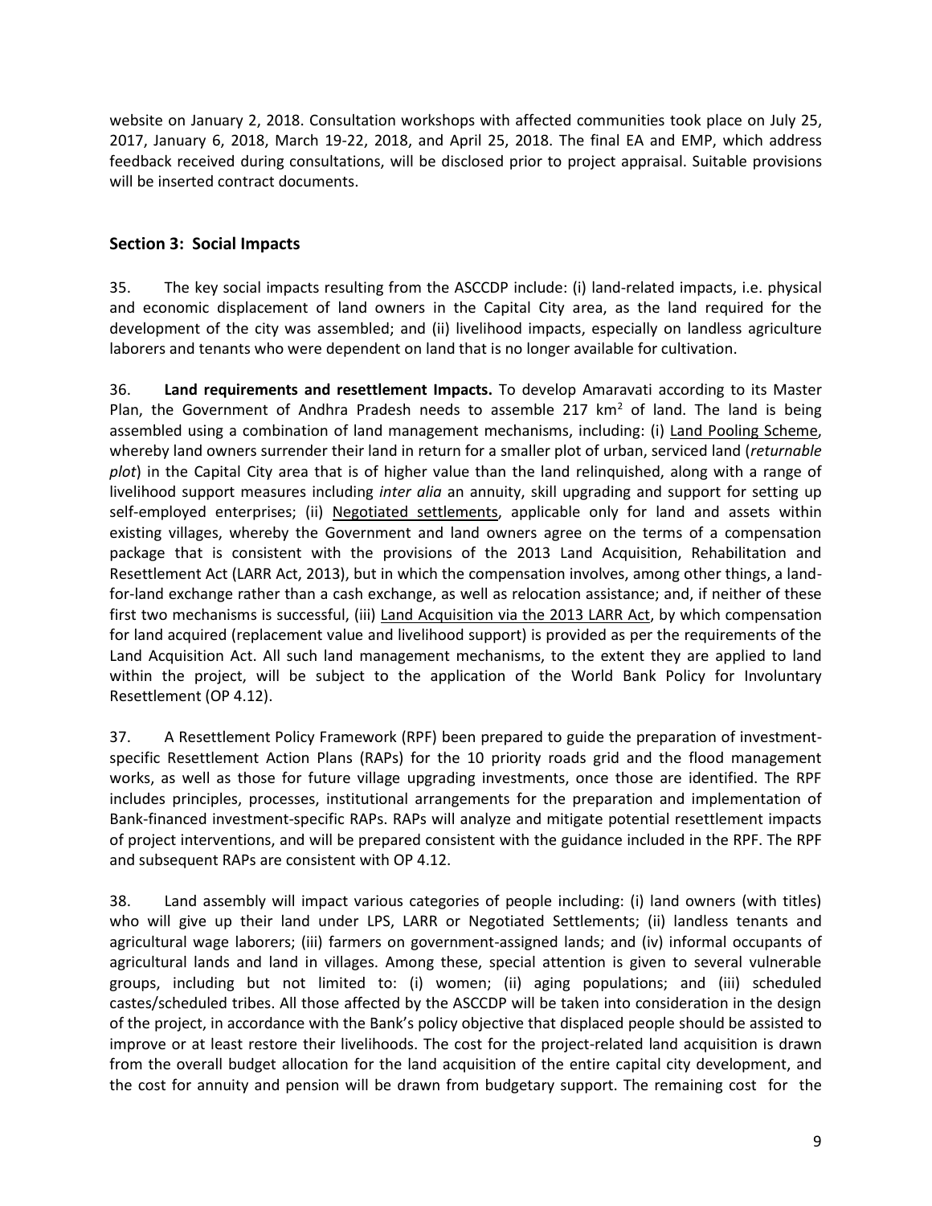website on January 2, 2018. Consultation workshops with affected communities took place on July 25, 2017, January 6, 2018, March 19-22, 2018, and April 25, 2018. The final EA and EMP, which address feedback received during consultations, will be disclosed prior to project appraisal. Suitable provisions will be inserted contract documents.

## Section 3: Social Impacts

35. The key social impacts resulting from the ASCCDP include: (i) land-related impacts, i.e. physical and economic displacement of land owners in the Capital City area, as the land required for the development of the city was assembled; and (ii) livelihood impacts, especially on landless agriculture laborers and tenants who were dependent on land that is no longer available for cultivation.

36. **Land requirements and resettlement Impacts.** To develop Amaravati according to its Master Plan, the Government of Andhra Pradesh needs to assemble 217 $km^2$ of land. The land is being assembled using a combination of land management mechanisms, including: (i) Land Pooling Scheme, whereby land owners surrender their land in return for a smaller plot of urban, serviced land (*returnable plot*) in the Capital City area that is of higher value than the land relinquished, along with a range of livelihood support measures including *inter alia* an annuity, skill upgrading and support for setting up self-employed enterprises; (ii) Negotiated settlements, applicable only for land and assets within existing villages, whereby the Government and land owners agree on the terms of a compensation package that is consistent with the provisions of the 2013 Land Acquisition, Rehabilitation and Resettlement Act (LARR Act, 2013), but in which the compensation involves, among other things, a land-for-land exchange rather than a cash exchange, as well as relocation assistance; and, if neither of these first two mechanisms is successful, (iii) Land Acquisition via the 2013 LARR Act, by which compensation for land acquired (replacement value and livelihood support) is provided as per the requirements of the Land Acquisition Act. All such land management mechanisms, to the extent they are applied to land within the project, will be subject to the application of the World Bank Policy for Involuntary Resettlement (OP 4.12).

37. A Resettlement Policy Framework (RPF) been prepared to guide the preparation of investment-specific Resettlement Action Plans (RAPs) for the 10 priority roads grid and the flood management works, as well as those for future village upgrading investments, once those are identified. The RPF includes principles, processes, institutional arrangements for the preparation and implementation of Bank-financed investment-specific RAPs. RAPs will analyze and mitigate potential resettlement impacts of project interventions, and will be prepared consistent with the guidance included in the RPF. The RPF and subsequent RAPs are consistent with OP 4.12.

38. Land assembly will impact various categories of people including: (i) land owners (with titles) who will give up their land under LPS, LARR or Negotiated Settlements; (ii) landless tenants and agricultural wage laborers; (iii) farmers on government-assigned lands; and (iv) informal occupants of agricultural lands and land in villages. Among these, special attention is given to several vulnerable groups, including but not limited to: (i) women; (ii) aging populations; and (iii) scheduled castes/scheduled tribes. All those affected by the ASCCDP will be taken into consideration in the design of the project, in accordance with the Bank's policy objective that displaced people should be assisted to improve or at least restore their livelihoods. The cost for the project-related land acquisition is drawn from the overall budget allocation for the land acquisition of the entire capital city development, and the cost for annuity and pension will be drawn from budgetary support. The remaining cost for the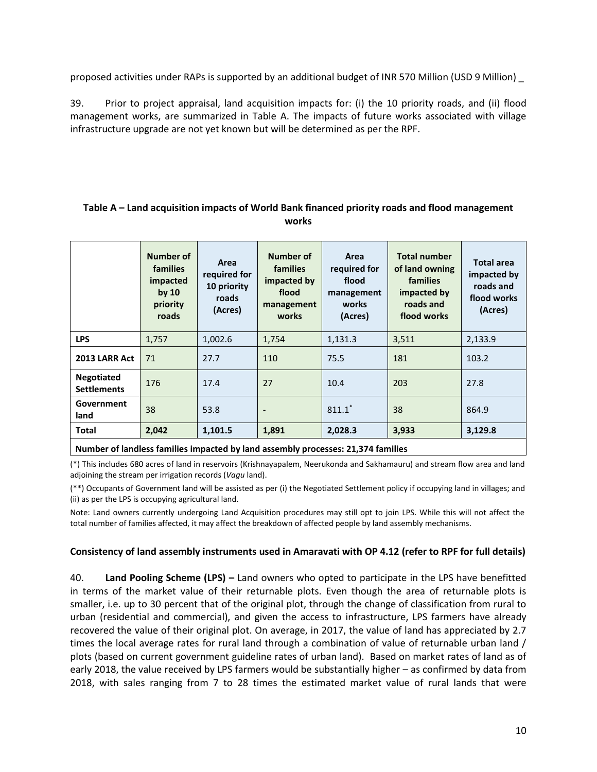proposed activities under RAPs is supported by an additional budget of INR 570 Million (USD 9 Million) _

39. Prior to project appraisal, land acquisition impacts for: (i) the 10 priority roads, and (ii) flood management works, are summarized in Table A. The impacts of future works associated with village infrastructure upgrade are not yet known but will be determined as per the RPF.

**Table A – Land acquisition impacts of World Bank financed priority roads and flood management works**

| | Number of families impacted by 10 priority roads | Area required for 10 priority roads (Acres) | Number of families impacted by flood management works | Area required for flood management works (Acres) | Total number of land owning families impacted by roads and flood works | Total area impacted by roads and flood works (Acres) |
|---|---|---|---|---|---|---|
| **LPS** | 1,757 | 1,002.6 | 1,754 | 1,131.3 | 3,511 | 2,133.9 |
| **2013 LARR Act** | 71 | 27.7 | 110 | 75.5 | 181 | 103.2 |
| **Negotiated Settlements** | 176 | 17.4 | 27 | 10.4 | 203 | 27.8 |
| **Government land** | 38 | 53.8 | - | 811.1* | 38 | 864.9 |
| **Total** | **2,042** | **1,101.5** | **1,891** | **2,028.3** | **3,933** | **3,129.8** |
| **Number of landless families impacted by land assembly processes: 21,374 families** | | | | | | |

(*) This includes 680 acres of land in reservoirs (Krishnayapalem, Neerukonda and Sakhamauru) and stream flow area and land adjoining the stream per irrigation records (*Vagu* land).

(**) Occupants of Government land will be assisted as per (i) the Negotiated Settlement policy if occupying land in villages; and (ii) as per the LPS is occupying agricultural land.

Note: Land owners currently undergoing Land Acquisition procedures may still opt to join LPS. While this will not affect the total number of families affected, it may affect the breakdown of affected people by land assembly mechanisms.

**Consistency of land assembly instruments used in Amaravati with OP 4.12 (refer to RPF for full details)**

40. **Land Pooling Scheme (LPS) –** Land owners who opted to participate in the LPS have benefitted in terms of the market value of their returnable plots. Even though the area of returnable plots is smaller, i.e. up to 30 percent that of the original plot, through the change of classification from rural to urban (residential and commercial), and given the access to infrastructure, LPS farmers have already recovered the value of their original plot. On average, in 2017, the value of land has appreciated by 2.7 times the local average rates for rural land through a combination of value of returnable urban land / plots (based on current government guideline rates of urban land). Based on market rates of land as of early 2018, the value received by LPS farmers would be substantially higher – as confirmed by data from 2018, with sales ranging from 7 to 28 times the estimated market value of rural lands that were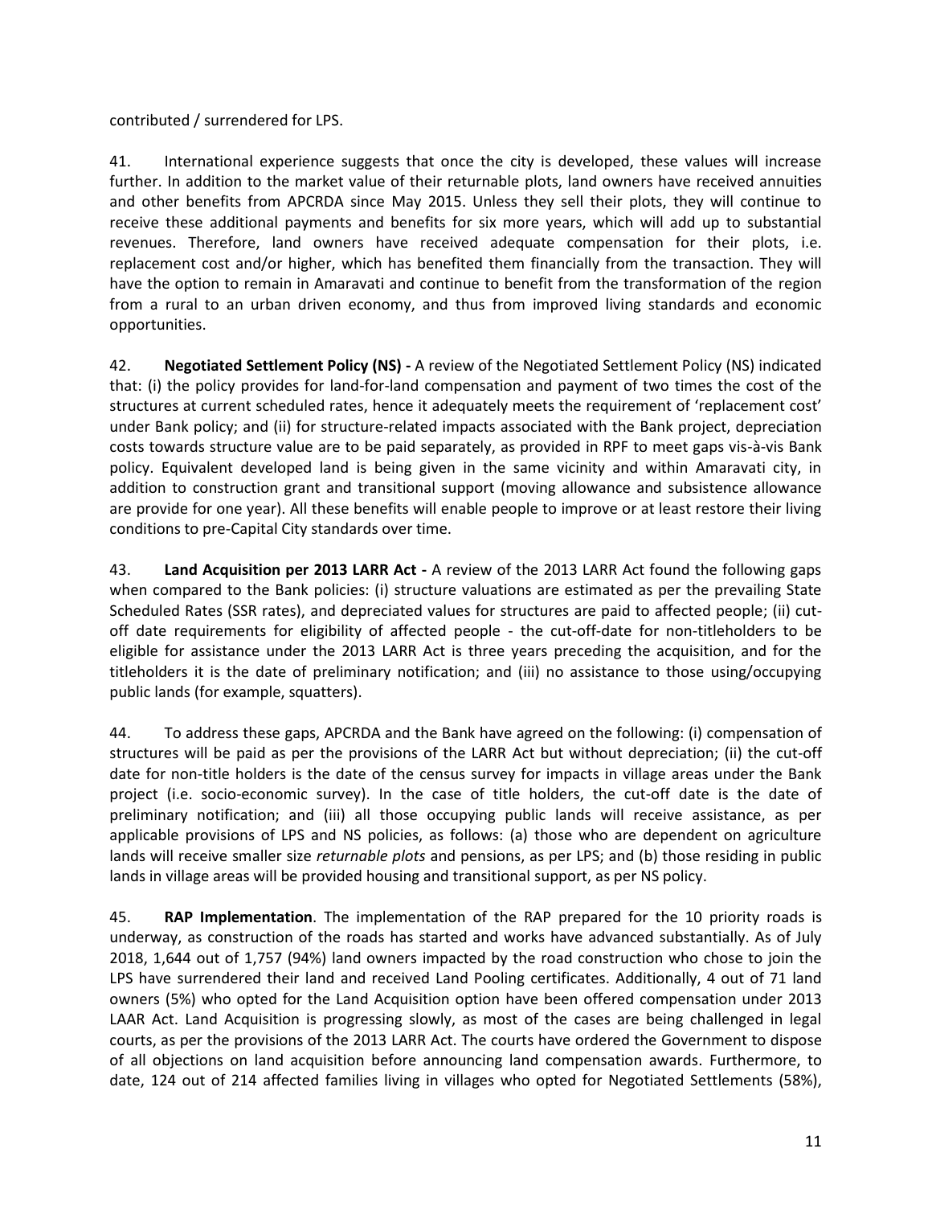contributed / surrendered for LPS.

41. International experience suggests that once the city is developed, these values will increase further. In addition to the market value of their returnable plots, land owners have received annuities and other benefits from APCRDA since May 2015. Unless they sell their plots, they will continue to receive these additional payments and benefits for six more years, which will add up to substantial revenues. Therefore, land owners have received adequate compensation for their plots, i.e. replacement cost and/or higher, which has benefited them financially from the transaction. They will have the option to remain in Amaravati and continue to benefit from the transformation of the region from a rural to an urban driven economy, and thus from improved living standards and economic opportunities.

42. **Negotiated Settlement Policy (NS) -** A review of the Negotiated Settlement Policy (NS) indicated that: (i) the policy provides for land-for-land compensation and payment of two times the cost of the structures at current scheduled rates, hence it adequately meets the requirement of 'replacement cost' under Bank policy; and (ii) for structure-related impacts associated with the Bank project, depreciation costs towards structure value are to be paid separately, as provided in RPF to meet gaps vis-à-vis Bank policy. Equivalent developed land is being given in the same vicinity and within Amaravati city, in addition to construction grant and transitional support (moving allowance and subsistence allowance are provide for one year). All these benefits will enable people to improve or at least restore their living conditions to pre-Capital City standards over time.

43. **Land Acquisition per 2013 LARR Act -** A review of the 2013 LARR Act found the following gaps when compared to the Bank policies: (i) structure valuations are estimated as per the prevailing State Scheduled Rates (SSR rates), and depreciated values for structures are paid to affected people; (ii) cut-off date requirements for eligibility of affected people - the cut-off-date for non-titleholders to be eligible for assistance under the 2013 LARR Act is three years preceding the acquisition, and for the titleholders it is the date of preliminary notification; and (iii) no assistance to those using/occupying public lands (for example, squatters).

44. To address these gaps, APCRDA and the Bank have agreed on the following: (i) compensation of structures will be paid as per the provisions of the LARR Act but without depreciation; (ii) the cut-off date for non-title holders is the date of the census survey for impacts in village areas under the Bank project (i.e. socio-economic survey). In the case of title holders, the cut-off date is the date of preliminary notification; and (iii) all those occupying public lands will receive assistance, as per applicable provisions of LPS and NS policies, as follows: (a) those who are dependent on agriculture lands will receive smaller size *returnable plots* and pensions, as per LPS; and (b) those residing in public lands in village areas will be provided housing and transitional support, as per NS policy.

45. **RAP Implementation**. The implementation of the RAP prepared for the 10 priority roads is underway, as construction of the roads has started and works have advanced substantially. As of July 2018, 1,644 out of 1,757 (94%) land owners impacted by the road construction who chose to join the LPS have surrendered their land and received Land Pooling certificates. Additionally, 4 out of 71 land owners (5%) who opted for the Land Acquisition option have been offered compensation under 2013 LAAR Act. Land Acquisition is progressing slowly, as most of the cases are being challenged in legal courts, as per the provisions of the 2013 LARR Act. The courts have ordered the Government to dispose of all objections on land acquisition before announcing land compensation awards. Furthermore, to date, 124 out of 214 affected families living in villages who opted for Negotiated Settlements (58%),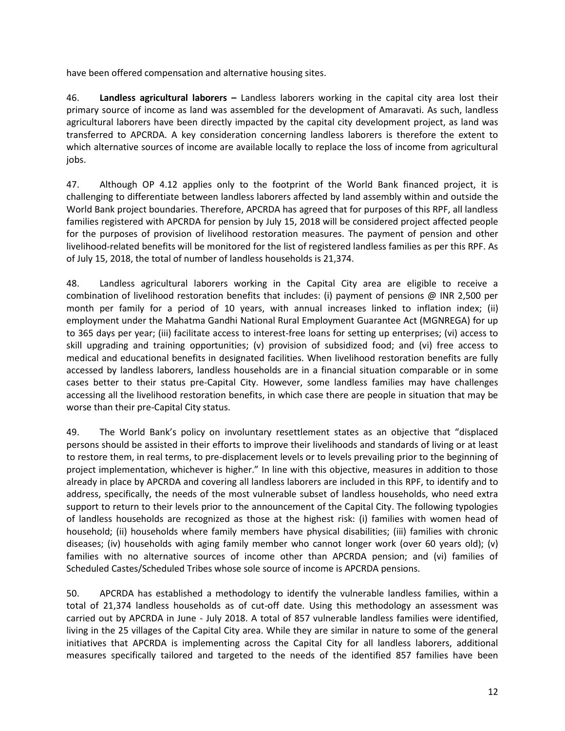have been offered compensation and alternative housing sites.

46. **Landless agricultural laborers –** Landless laborers working in the capital city area lost their primary source of income as land was assembled for the development of Amaravati. As such, landless agricultural laborers have been directly impacted by the capital city development project, as land was transferred to APCRDA. A key consideration concerning landless laborers is therefore the extent to which alternative sources of income are available locally to replace the loss of income from agricultural jobs.

47. Although OP 4.12 applies only to the footprint of the World Bank financed project, it is challenging to differentiate between landless laborers affected by land assembly within and outside the World Bank project boundaries. Therefore, APCRDA has agreed that for purposes of this RPF, all landless families registered with APCRDA for pension by July 15, 2018 will be considered project affected people for the purposes of provision of livelihood restoration measures. The payment of pension and other livelihood-related benefits will be monitored for the list of registered landless families as per this RPF. As of July 15, 2018, the total of number of landless households is 21,374.

48. Landless agricultural laborers working in the Capital City area are eligible to receive a combination of livelihood restoration benefits that includes: (i) payment of pensions @ INR 2,500 per month per family for a period of 10 years, with annual increases linked to inflation index; (ii) employment under the Mahatma Gandhi National Rural Employment Guarantee Act (MGNREGA) for up to 365 days per year; (iii) facilitate access to interest-free loans for setting up enterprises; (vi) access to skill upgrading and training opportunities; (v) provision of subsidized food; and (vi) free access to medical and educational benefits in designated facilities. When livelihood restoration benefits are fully accessed by landless laborers, landless households are in a financial situation comparable or in some cases better to their status pre-Capital City. However, some landless families may have challenges accessing all the livelihood restoration benefits, in which case there are people in situation that may be worse than their pre-Capital City status.

49. The World Bank's policy on involuntary resettlement states as an objective that "displaced persons should be assisted in their efforts to improve their livelihoods and standards of living or at least to restore them, in real terms, to pre-displacement levels or to levels prevailing prior to the beginning of project implementation, whichever is higher." In line with this objective, measures in addition to those already in place by APCRDA and covering all landless laborers are included in this RPF, to identify and to address, specifically, the needs of the most vulnerable subset of landless households, who need extra support to return to their levels prior to the announcement of the Capital City. The following typologies of landless households are recognized as those at the highest risk: (i) families with women head of household; (ii) households where family members have physical disabilities; (iii) families with chronic diseases; (iv) households with aging family member who cannot longer work (over 60 years old); (v) families with no alternative sources of income other than APCRDA pension; and (vi) families of Scheduled Castes/Scheduled Tribes whose sole source of income is APCRDA pensions.

50. APCRDA has established a methodology to identify the vulnerable landless families, within a total of 21,374 landless households as of cut-off date. Using this methodology an assessment was carried out by APCRDA in June - July 2018. A total of 857 vulnerable landless families were identified, living in the 25 villages of the Capital City area. While they are similar in nature to some of the general initiatives that APCRDA is implementing across the Capital City for all landless laborers, additional measures specifically tailored and targeted to the needs of the identified 857 families have been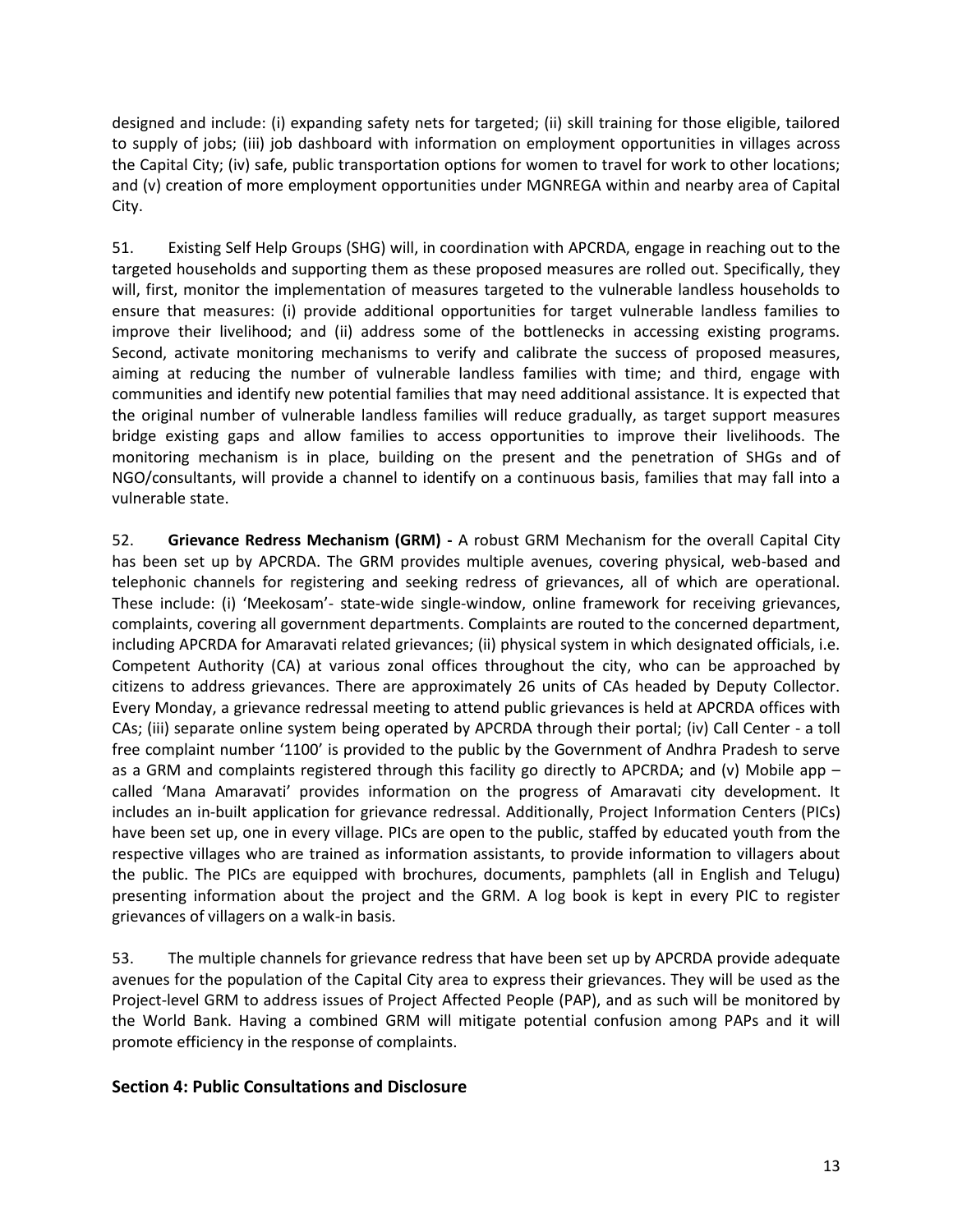designed and include: (i) expanding safety nets for targeted; (ii) skill training for those eligible, tailored to supply of jobs; (iii) job dashboard with information on employment opportunities in villages across the Capital City; (iv) safe, public transportation options for women to travel for work to other locations; and (v) creation of more employment opportunities under MGNREGA within and nearby area of Capital City.

51. Existing Self Help Groups (SHG) will, in coordination with APCRDA, engage in reaching out to the targeted households and supporting them as these proposed measures are rolled out. Specifically, they will, first, monitor the implementation of measures targeted to the vulnerable landless households to ensure that measures: (i) provide additional opportunities for target vulnerable landless families to improve their livelihood; and (ii) address some of the bottlenecks in accessing existing programs. Second, activate monitoring mechanisms to verify and calibrate the success of proposed measures, aiming at reducing the number of vulnerable landless families with time; and third, engage with communities and identify new potential families that may need additional assistance. It is expected that the original number of vulnerable landless families will reduce gradually, as target support measures bridge existing gaps and allow families to access opportunities to improve their livelihoods. The monitoring mechanism is in place, building on the present and the penetration of SHGs and of NGO/consultants, will provide a channel to identify on a continuous basis, families that may fall into a vulnerable state.

52. **Grievance Redress Mechanism (GRM) -** A robust GRM Mechanism for the overall Capital City has been set up by APCRDA. The GRM provides multiple avenues, covering physical, web-based and telephonic channels for registering and seeking redress of grievances, all of which are operational. These include: (i) 'Meekosam'- state-wide single-window, online framework for receiving grievances, complaints, covering all government departments. Complaints are routed to the concerned department, including APCRDA for Amaravati related grievances; (ii) physical system in which designated officials, i.e. Competent Authority (CA) at various zonal offices throughout the city, who can be approached by citizens to address grievances. There are approximately 26 units of CAs headed by Deputy Collector. Every Monday, a grievance redressal meeting to attend public grievances is held at APCRDA offices with CAs; (iii) separate online system being operated by APCRDA through their portal; (iv) Call Center - a toll free complaint number '1100' is provided to the public by the Government of Andhra Pradesh to serve as a GRM and complaints registered through this facility go directly to APCRDA; and (v) Mobile app – called 'Mana Amaravati' provides information on the progress of Amaravati city development. It includes an in-built application for grievance redressal. Additionally, Project Information Centers (PICs) have been set up, one in every village. PICs are open to the public, staffed by educated youth from the respective villages who are trained as information assistants, to provide information to villagers about the public. The PICs are equipped with brochures, documents, pamphlets (all in English and Telugu) presenting information about the project and the GRM. A log book is kept in every PIC to register grievances of villagers on a walk-in basis.

53. The multiple channels for grievance redress that have been set up by APCRDA provide adequate avenues for the population of the Capital City area to express their grievances. They will be used as the Project-level GRM to address issues of Project Affected People (PAP), and as such will be monitored by the World Bank. Having a combined GRM will mitigate potential confusion among PAPs and it will promote efficiency in the response of complaints.

## Section 4: Public Consultations and Disclosure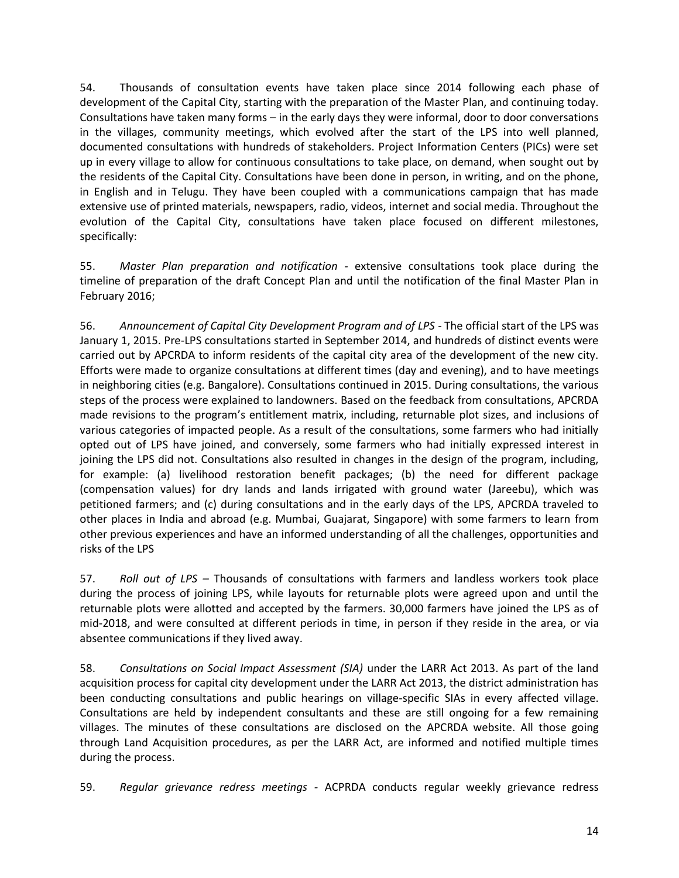54. Thousands of consultation events have taken place since 2014 following each phase of development of the Capital City, starting with the preparation of the Master Plan, and continuing today. Consultations have taken many forms – in the early days they were informal, door to door conversations in the villages, community meetings, which evolved after the start of the LPS into well planned, documented consultations with hundreds of stakeholders. Project Information Centers (PICs) were set up in every village to allow for continuous consultations to take place, on demand, when sought out by the residents of the Capital City. Consultations have been done in person, in writing, and on the phone, in English and in Telugu. They have been coupled with a communications campaign that has made extensive use of printed materials, newspapers, radio, videos, internet and social media. Throughout the evolution of the Capital City, consultations have taken place focused on different milestones, specifically:

55. *Master Plan preparation and notification* - extensive consultations took place during the timeline of preparation of the draft Concept Plan and until the notification of the final Master Plan in February 2016;

56. *Announcement of Capital City Development Program and of LPS* - The official start of the LPS was January 1, 2015. Pre-LPS consultations started in September 2014, and hundreds of distinct events were carried out by APCRDA to inform residents of the capital city area of the development of the new city. Efforts were made to organize consultations at different times (day and evening), and to have meetings in neighboring cities (e.g. Bangalore). Consultations continued in 2015. During consultations, the various steps of the process were explained to landowners. Based on the feedback from consultations, APCRDA made revisions to the program's entitlement matrix, including, returnable plot sizes, and inclusions of various categories of impacted people. As a result of the consultations, some farmers who had initially opted out of LPS have joined, and conversely, some farmers who had initially expressed interest in joining the LPS did not. Consultations also resulted in changes in the design of the program, including, for example: (a) livelihood restoration benefit packages; (b) the need for different package (compensation values) for dry lands and lands irrigated with ground water (Jareebu), which was petitioned farmers; and (c) during consultations and in the early days of the LPS, APCRDA traveled to other places in India and abroad (e.g. Mumbai, Guajarat, Singapore) with some farmers to learn from other previous experiences and have an informed understanding of all the challenges, opportunities and risks of the LPS

57. *Roll out of LPS* – Thousands of consultations with farmers and landless workers took place during the process of joining LPS, while layouts for returnable plots were agreed upon and until the returnable plots were allotted and accepted by the farmers. 30,000 farmers have joined the LPS as of mid-2018, and were consulted at different periods in time, in person if they reside in the area, or via absentee communications if they lived away.

58. *Consultations on Social Impact Assessment (SIA)* under the LARR Act 2013. As part of the land acquisition process for capital city development under the LARR Act 2013, the district administration has been conducting consultations and public hearings on village-specific SIAs in every affected village. Consultations are held by independent consultants and these are still ongoing for a few remaining villages. The minutes of these consultations are disclosed on the APCRDA website. All those going through Land Acquisition procedures, as per the LARR Act, are informed and notified multiple times during the process.

59. *Regular grievance redress meetings* - ACPRDA conducts regular weekly grievance redress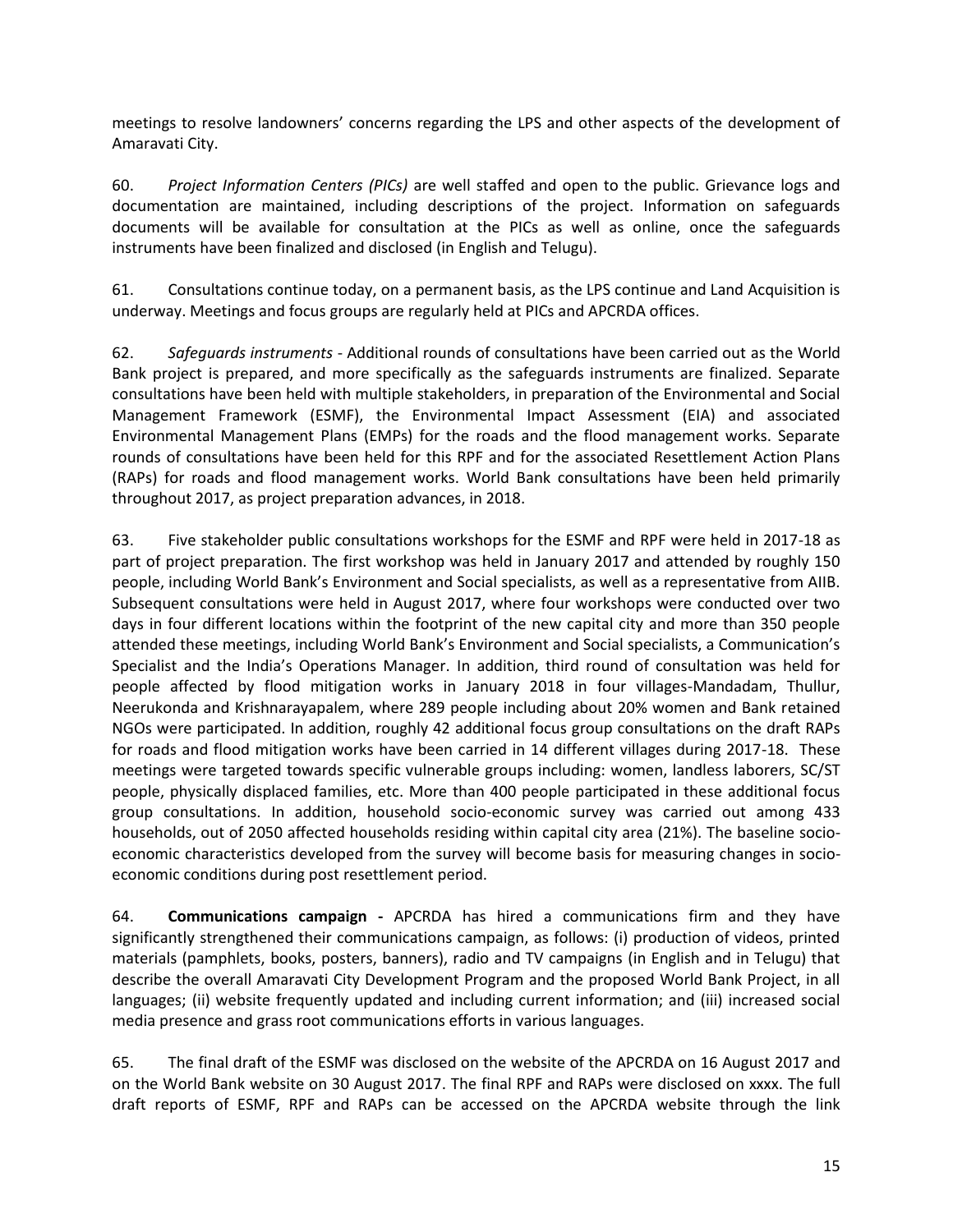meetings to resolve landowners' concerns regarding the LPS and other aspects of the development of Amaravati City.

60. *Project Information Centers (PICs)* are well staffed and open to the public. Grievance logs and documentation are maintained, including descriptions of the project. Information on safeguards documents will be available for consultation at the PICs as well as online, once the safeguards instruments have been finalized and disclosed (in English and Telugu).

61. Consultations continue today, on a permanent basis, as the LPS continue and Land Acquisition is underway. Meetings and focus groups are regularly held at PICs and APCRDA offices.

62. *Safeguards instruments* - Additional rounds of consultations have been carried out as the World Bank project is prepared, and more specifically as the safeguards instruments are finalized. Separate consultations have been held with multiple stakeholders, in preparation of the Environmental and Social Management Framework (ESMF), the Environmental Impact Assessment (EIA) and associated Environmental Management Plans (EMPs) for the roads and the flood management works. Separate rounds of consultations have been held for this RPF and for the associated Resettlement Action Plans (RAPs) for roads and flood management works. World Bank consultations have been held primarily throughout 2017, as project preparation advances, in 2018.

63. Five stakeholder public consultations workshops for the ESMF and RPF were held in 2017-18 as part of project preparation. The first workshop was held in January 2017 and attended by roughly 150 people, including World Bank's Environment and Social specialists, as well as a representative from AIIB. Subsequent consultations were held in August 2017, where four workshops were conducted over two days in four different locations within the footprint of the new capital city and more than 350 people attended these meetings, including World Bank's Environment and Social specialists, a Communication's Specialist and the India's Operations Manager. In addition, third round of consultation was held for people affected by flood mitigation works in January 2018 in four villages-Mandadam, Thullur, Neerukonda and Krishnarayapalem, where 289 people including about 20% women and Bank retained NGOs were participated. In addition, roughly 42 additional focus group consultations on the draft RAPs for roads and flood mitigation works have been carried in 14 different villages during 2017-18. These meetings were targeted towards specific vulnerable groups including: women, landless laborers, SC/ST people, physically displaced families, etc. More than 400 people participated in these additional focus group consultations. In addition, household socio-economic survey was carried out among 433 households, out of 2050 affected households residing within capital city area (21%). The baseline socio-economic characteristics developed from the survey will become basis for measuring changes in socio-economic conditions during post resettlement period.

64. **Communications campaign -** APCRDA has hired a communications firm and they have significantly strengthened their communications campaign, as follows: (i) production of videos, printed materials (pamphlets, books, posters, banners), radio and TV campaigns (in English and in Telugu) that describe the overall Amaravati City Development Program and the proposed World Bank Project, in all languages; (ii) website frequently updated and including current information; and (iii) increased social media presence and grass root communications efforts in various languages.

65. The final draft of the ESMF was disclosed on the website of the APCRDA on 16 August 2017 and on the World Bank website on 30 August 2017. The final RPF and RAPs were disclosed on xxxx. The full draft reports of ESMF, RPF and RAPs can be accessed on the APCRDA website through the link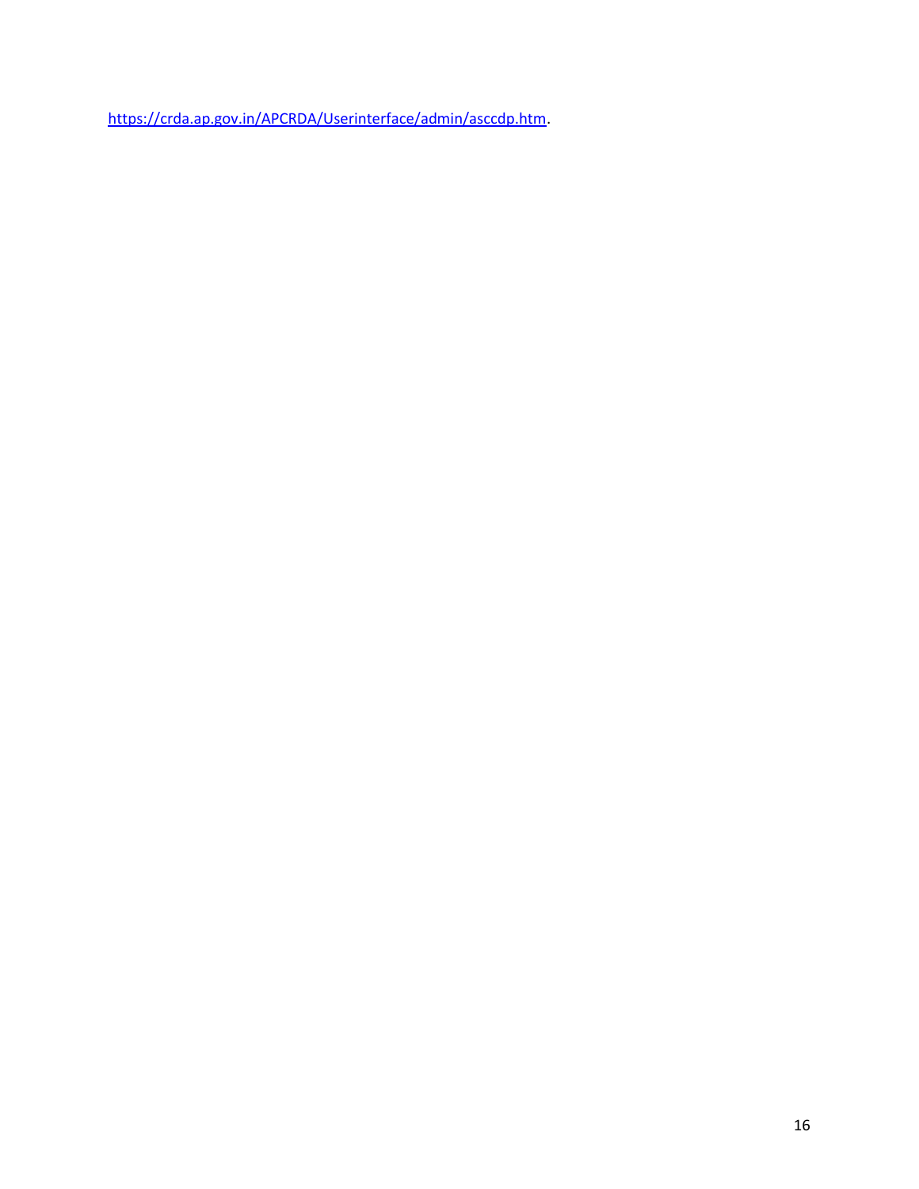https://crda.ap.gov.in/APCRDA/Userinterface/admin/asccdp.htm.